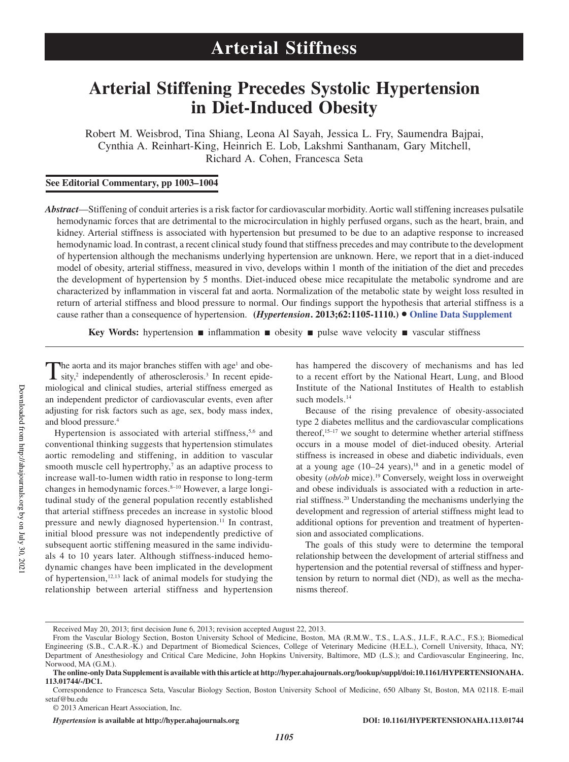# Arterial Stiffness

# Arterial Stiffening Precedes Systolic Hypertension in Diet-Induced Obesity

Robert M. Weisbrod, Tina Shiang, Leona Al Sayah, Jessica L. Fry, Saumendra Bajpai, Cynthia A. Reinhart-King, Heinrich E. Lob, Lakshmi Santhanam, Gary Mitchell, Richard A. Cohen, Francesca Seta

**See Editorial Commentary, pp 1003–1004**

***Abstract***—Stiffening of conduit arteries is a risk factor for cardiovascular morbidity. Aortic wall stiffening increases pulsatile hemodynamic forces that are detrimental to the microcirculation in highly perfused organs, such as the heart, brain, and kidney. Arterial stiffness is associated with hypertension but presumed to be due to an adaptive response to increased hemodynamic load. In contrast, a recent clinical study found that stiffness precedes and may contribute to the development of hypertension although the mechanisms underlying hypertension are unknown. Here, we report that in a diet-induced model of obesity, arterial stiffness, measured in vivo, develops within 1 month of the initiation of the diet and precedes the development of hypertension by 5 months. Diet-induced obese mice recapitulate the metabolic syndrome and are characterized by inflammation in visceral fat and aorta. Normalization of the metabolic state by weight loss resulted in return of arterial stiffness and blood pressure to normal. Our findings support the hypothesis that arterial stiffness is a cause rather than a consequence of hypertension. **(*Hypertension*. 2013;62:1105-1110.)** • **Online Data Supplement**

**Key Words:** hypertension ■ inflammation ■ obesity ■ pulse wave velocity ■ vascular stiffness

The aorta and its major branches stiffen with age[1] and obesity,[2] independently of atherosclerosis.[3] In recent epidemiological and clinical studies, arterial stiffness emerged as an independent predictor of cardiovascular events, even after adjusting for risk factors such as age, sex, body mass index, and blood pressure.[4]

Hypertension is associated with arterial stiffness,[5,6] and conventional thinking suggests that hypertension stimulates aortic remodeling and stiffening, in addition to vascular smooth muscle cell hypertrophy,[7] as an adaptive process to increase wall-to-lumen width ratio in response to long-term changes in hemodynamic forces.[8–10] However, a large longitudinal study of the general population recently established that arterial stiffness precedes an increase in systolic blood pressure and newly diagnosed hypertension.[11] In contrast, initial blood pressure was not independently predictive of subsequent aortic stiffening measured in the same individuals 4 to 10 years later. Although stiffness-induced hemodynamic changes have been implicated in the development of hypertension,[12,13] lack of animal models for studying the relationship between arterial stiffness and hypertension has hampered the discovery of mechanisms and has led to a recent effort by the National Heart, Lung, and Blood Institute of the National Institutes of Health to establish such models.[14]

Because of the rising prevalence of obesity-associated type 2 diabetes mellitus and the cardiovascular complications thereof,[15–17] we sought to determine whether arterial stiffness occurs in a mouse model of diet-induced obesity. Arterial stiffness is increased in obese and diabetic individuals, even at a young age (10–24 years),[18] and in a genetic model of obesity (*ob/ob* mice).[19] Conversely, weight loss in overweight and obese individuals is associated with a reduction in arterial stiffness.[20] Understanding the mechanisms underlying the development and regression of arterial stiffness might lead to additional options for prevention and treatment of hypertension and associated complications.

The goals of this study were to determine the temporal relationship between the development of arterial stiffness and hypertension and the potential reversal of stiffness and hypertension by return to normal diet (ND), as well as the mechanisms thereof.

Received May 20, 2013; first decision June 6, 2013; revision accepted August 22, 2013.

From the Vascular Biology Section, Boston University School of Medicine, Boston, MA (R.M.W., T.S., L.A.S., J.L.F., R.A.C., F.S.); Biomedical Engineering (S.B., C.A.R.-K.) and Department of Biomedical Sciences, College of Veterinary Medicine (H.E.L.), Cornell University, Ithaca, NY; Department of Anesthesiology and Critical Care Medicine, John Hopkins University, Baltimore, MD (L.S.); and Cardiovascular Engineering, Inc, Norwood, MA (G.M.).

**The online-only Data Supplement is available with this article at http://hyper.ahajournals.org/lookup/suppl/doi:10.1161/HYPERTENSIONAHA.113.01744/-/DC1.**

Correspondence to Francesca Seta, Vascular Biology Section, Boston University School of Medicine, 650 Albany St, Boston, MA 02118. E-mail setaf@bu.edu

© 2013 American Heart Association, Inc.

*Hypertension* **is available at http://hyper.ahajournals.org** **DOI: 10.1161/HYPERTENSIONAHA.113.01744**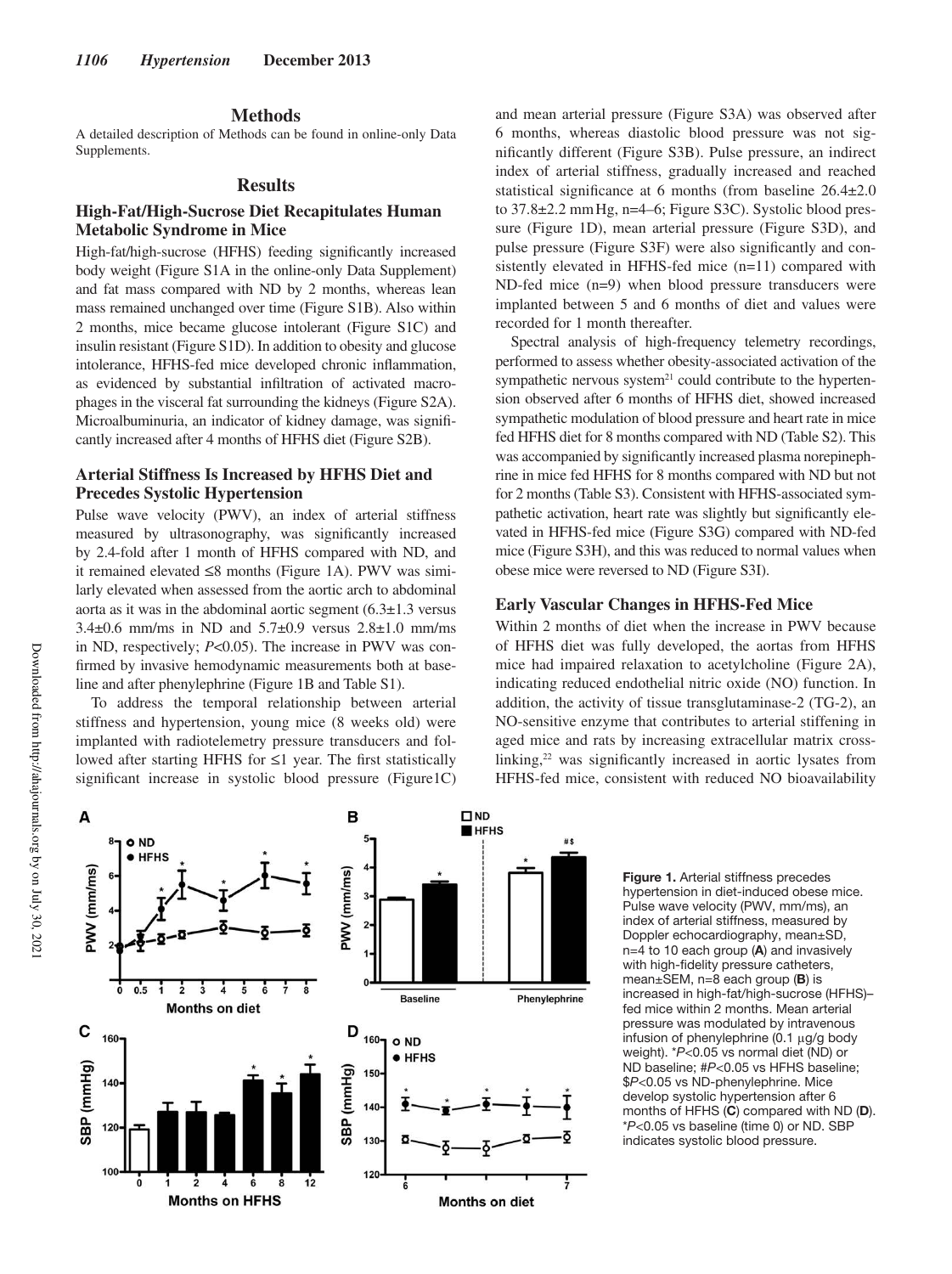## Methods

A detailed description of Methods can be found in online-only Data Supplements.

## Results

### High-Fat/High-Sucrose Diet Recapitulates Human Metabolic Syndrome in Mice

High-fat/high-sucrose (HFHS) feeding significantly increased body weight (Figure S1A in the online-only Data Supplement) and fat mass compared with ND by 2 months, whereas lean mass remained unchanged over time (Figure S1B). Also within 2 months, mice became glucose intolerant (Figure S1C) and insulin resistant (Figure S1D). In addition to obesity and glucose intolerance, HFHS-fed mice developed chronic inflammation, as evidenced by substantial infiltration of activated macrophages in the visceral fat surrounding the kidneys (Figure S2A). Microalbuminuria, an indicator of kidney damage, was significantly increased after 4 months of HFHS diet (Figure S2B).

### Arterial Stiffness Is Increased by HFHS Diet and Precedes Systolic Hypertension

Pulse wave velocity (PWV), an index of arterial stiffness measured by ultrasonography, was significantly increased by 2.4-fold after 1 month of HFHS compared with ND, and it remained elevated ≤8 months (Figure 1A). PWV was similarly elevated when assessed from the aortic arch to abdominal aorta as it was in the abdominal aortic segment (6.3±1.3 versus 3.4±0.6 mm/ms in ND and 5.7±0.9 versus 2.8±1.0 mm/ms in ND, respectively; $P<0.05$). The increase in PWV was confirmed by invasive hemodynamic measurements both at baseline and after phenylephrine (Figure 1B and Table S1).

To address the temporal relationship between arterial stiffness and hypertension, young mice (8 weeks old) were implanted with radiotelemetry pressure transducers and followed after starting HFHS for ≤1 year. The first statistically significant increase in systolic blood pressure (Figure1C) and mean arterial pressure (Figure S3A) was observed after 6 months, whereas diastolic blood pressure was not significantly different (Figure S3B). Pulse pressure, an indirect index of arterial stiffness, gradually increased and reached statistical significance at 6 months (from baseline 26.4±2.0 to 37.8±2.2 mm Hg, n=4–6; Figure S3C). Systolic blood pressure (Figure 1D), mean arterial pressure (Figure S3D), and pulse pressure (Figure S3F) were also significantly and consistently elevated in HFHS-fed mice (n=11) compared with ND-fed mice (n=9) when blood pressure transducers were implanted between 5 and 6 months of diet and values were recorded for 1 month thereafter.

Spectral analysis of high-frequency telemetry recordings, performed to assess whether obesity-associated activation of the sympathetic nervous system[21] could contribute to the hypertension observed after 6 months of HFHS diet, showed increased sympathetic modulation of blood pressure and heart rate in mice fed HFHS diet for 8 months compared with ND (Table S2). This was accompanied by significantly increased plasma norepinephrine in mice fed HFHS for 8 months compared with ND but not for 2 months (Table S3). Consistent with HFHS-associated sympathetic activation, heart rate was slightly but significantly elevated in HFHS-fed mice (Figure S3G) compared with ND-fed mice (Figure S3H), and this was reduced to normal values when obese mice were reversed to ND (Figure S3I).

### Early Vascular Changes in HFHS-Fed Mice

Within 2 months of diet when the increase in PWV because of HFHS diet was fully developed, the aortas from HFHS mice had impaired relaxation to acetylcholine (Figure 2A), indicating reduced endothelial nitric oxide (NO) function. In addition, the activity of tissue transglutaminase-2 (TG-2), an NO-sensitive enzyme that contributes to arterial stiffening in aged mice and rats by increasing extracellular matrix cross-linking,[22] was significantly increased in aortic lysates from HFHS-fed mice, consistent with reduced NO bioavailability

**Figure 1.** Arterial stiffness precedes hypertension in diet-induced obese mice. Pulse wave velocity (PWV, mm/ms), an index of arterial stiffness, measured by Doppler echocardiography, mean±SD, n=4 to 10 each group (**A**) and invasively with high-fidelity pressure catheters, mean±SEM, n=8 each group (**B**) is increased in high-fat/high-sucrose (HFHS)–fed mice within 2 months. Mean arterial pressure was modulated by intravenous infusion of phenylephrine (0.1 μg/g body weight). *$P<0.05$ vs normal diet (ND) or ND baseline; #$P<0.05$ vs HFHS baseline; \$$P<0.05$ vs ND-phenylephrine. Mice develop systolic hypertension after 6 months of HFHS (**C**) compared with ND (**D**). *$P<0.05$ vs baseline (time 0) or ND. SBP indicates systolic blood pressure.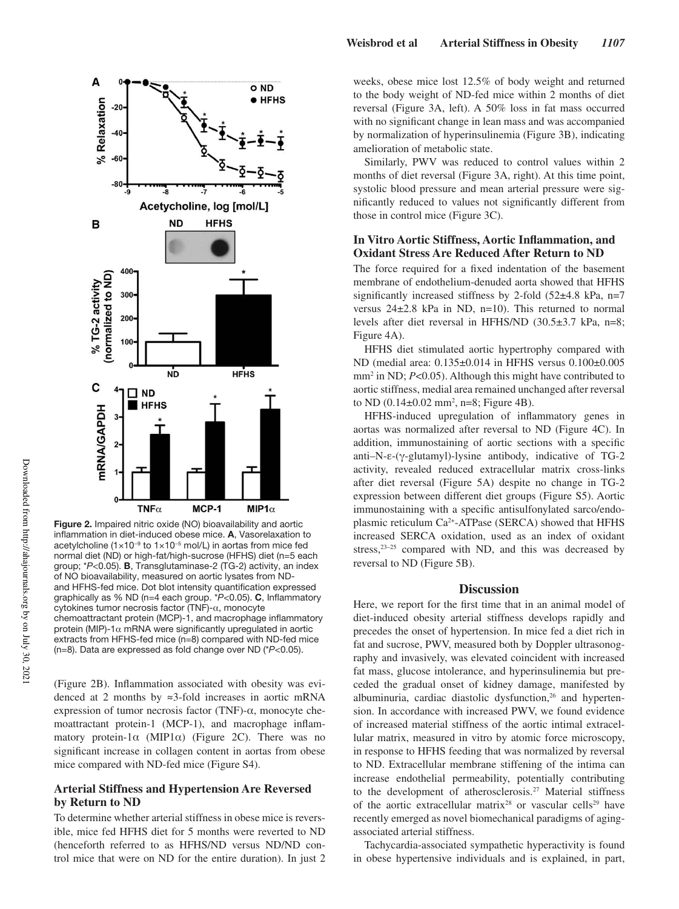**Figure 2.** Impaired nitric oxide (NO) bioavailability and aortic inflammation in diet-induced obese mice. **A**, Vasorelaxation to acetylcholine ($1\times10^{-9}$ to $1\times10^{-5}$ mol/L) in aortas from mice fed normal diet (ND) or high-fat/high-sucrose (HFHS) diet (n=5 each group; \*$P<0.05$). **B**, Transglutaminase-2 (TG-2) activity, an index of NO bioavailability, measured on aortic lysates from ND- and HFHS-fed mice. Dot blot intensity quantification expressed graphically as % ND (n=4 each group. \*$P<0.05$). **C**, Inflammatory cytokines tumor necrosis factor (TNF)-α, monocyte chemoattractant protein (MCP)-1, and macrophage inflammatory protein (MIP)-1α mRNA were significantly upregulated in aortic extracts from HFHS-fed mice (n=8) compared with ND-fed mice (n=8). Data are expressed as fold change over ND (\*$P<0.05$).

(Figure 2B). Inflammation associated with obesity was evidenced at 2 months by ≈3-fold increases in aortic mRNA expression of tumor necrosis factor (TNF)-α, monocyte chemoattractant protein-1 (MCP-1), and macrophage inflammatory protein-1α (MIP1α) (Figure 2C). There was no significant increase in collagen content in aortas from obese mice compared with ND-fed mice (Figure S4).

### Arterial Stiffness and Hypertension Are Reversed by Return to ND

To determine whether arterial stiffness in obese mice is reversible, mice fed HFHS diet for 5 months were reverted to ND (henceforth referred to as HFHS/ND versus ND/ND control mice that were on ND for the entire duration). In just 2 weeks, obese mice lost 12.5% of body weight and returned to the body weight of ND-fed mice within 2 months of diet reversal (Figure 3A, left). A 50% loss in fat mass occurred with no significant change in lean mass and was accompanied by normalization of hyperinsulinemia (Figure 3B), indicating amelioration of metabolic state.

Similarly, PWV was reduced to control values within 2 months of diet reversal (Figure 3A, right). At this time point, systolic blood pressure and mean arterial pressure were significantly reduced to values not significantly different from those in control mice (Figure 3C).

### In Vitro Aortic Stiffness, Aortic Inflammation, and Oxidant Stress Are Reduced After Return to ND

The force required for a fixed indentation of the basement membrane of endothelium-denuded aorta showed that HFHS significantly increased stiffness by 2-fold (52±4.8 kPa, n=7 versus 24±2.8 kPa in ND, n=10). This returned to normal levels after diet reversal in HFHS/ND (30.5±3.7 kPa, n=8; Figure 4A).

HFHS diet stimulated aortic hypertrophy compared with ND (medial area: 0.135±0.014 in HFHS versus 0.100±0.005 $mm^2$ in ND; $P<0.05$). Although this might have contributed to aortic stiffness, medial area remained unchanged after reversal to ND (0.14±0.02 $mm^2$, n=8; Figure 4B).

HFHS-induced upregulation of inflammatory genes in aortas was normalized after reversal to ND (Figure 4C). In addition, immunostaining of aortic sections with a specific anti–N-ε-(γ-glutamyl)-lysine antibody, indicative of TG-2 activity, revealed reduced extracellular matrix cross-links after diet reversal (Figure 5A) despite no change in TG-2 expression between different diet groups (Figure S5). Aortic immunostaining with a specific antisulfonylated sarco/endoplasmic reticulum $Ca^{2+}$-ATPase (SERCA) showed that HFHS increased SERCA oxidation, used as an index of oxidant stress,[23–25] compared with ND, and this was decreased by reversal to ND (Figure 5B).

## Discussion

Here, we report for the first time that in an animal model of diet-induced obesity arterial stiffness develops rapidly and precedes the onset of hypertension. In mice fed a diet rich in fat and sucrose, PWV, measured both by Doppler ultrasonography and invasively, was elevated coincident with increased fat mass, glucose intolerance, and hyperinsulinemia but preceded the gradual onset of kidney damage, manifested by albuminuria, cardiac diastolic dysfunction,[26] and hypertension. In accordance with increased PWV, we found evidence of increased material stiffness of the aortic intimal extracellular matrix, measured in vitro by atomic force microscopy, in response to HFHS feeding that was normalized by reversal to ND. Extracellular membrane stiffening of the intima can increase endothelial permeability, potentially contributing to the development of atherosclerosis.[27] Material stiffness of the aortic extracellular matrix[28] or vascular cells[29] have recently emerged as novel biomechanical paradigms of aging-associated arterial stiffness.

Tachycardia-associated sympathetic hyperactivity is found in obese hypertensive individuals and is explained, in part,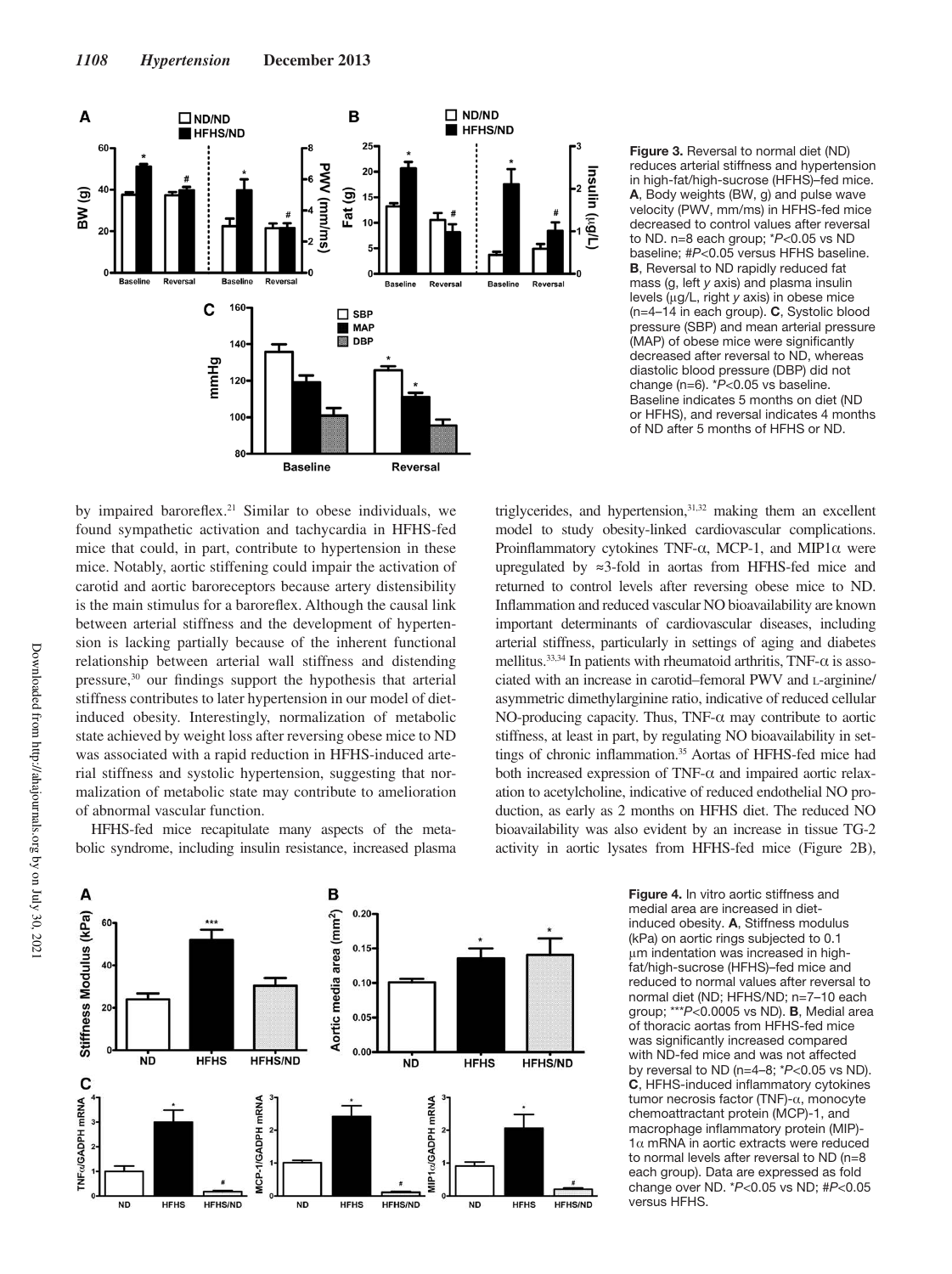**Figure 3.** Reversal to normal diet (ND) reduces arterial stiffness and hypertension in high-fat/high-sucrose (HFHS)–fed mice. **A**, Body weights (BW, g) and pulse wave velocity (PWV, mm/ms) in HFHS-fed mice decreased to control values after reversal to ND. n=8 each group; *$P$<0.05 vs ND baseline; #$P$<0.05 versus HFHS baseline. **B**, Reversal to ND rapidly reduced fat mass (g, left *y* axis) and plasma insulin levels (μg/L, right *y* axis) in obese mice (n=4–14 in each group). **C**, Systolic blood pressure (SBP) and mean arterial pressure (MAP) of obese mice were significantly decreased after reversal to ND, whereas diastolic blood pressure (DBP) did not change (n=6). *$P$<0.05 vs baseline. Baseline indicates 5 months on diet (ND or HFHS), and reversal indicates 4 months of ND after 5 months of HFHS or ND.

by impaired baroreflex.[21] Similar to obese individuals, we found sympathetic activation and tachycardia in HFHS-fed mice that could, in part, contribute to hypertension in these mice. Notably, aortic stiffening could impair the activation of carotid and aortic baroreceptors because artery distensibility is the main stimulus for a baroreflex. Although the causal link between arterial stiffness and the development of hypertension is lacking partially because of the inherent functional relationship between arterial wall stiffness and distending pressure,[30] our findings support the hypothesis that arterial stiffness contributes to later hypertension in our model of diet-induced obesity. Interestingly, normalization of metabolic state achieved by weight loss after reversing obese mice to ND was associated with a rapid reduction in HFHS-induced arterial stiffness and systolic hypertension, suggesting that normalization of metabolic state may contribute to amelioration of abnormal vascular function.

HFHS-fed mice recapitulate many aspects of the metabolic syndrome, including insulin resistance, increased plasma triglycerides, and hypertension,[31,32] making them an excellent model to study obesity-linked cardiovascular complications. Proinflammatory cytokines TNF-α, MCP-1, and MIP1α were upregulated by ≈3-fold in aortas from HFHS-fed mice and returned to control levels after reversing obese mice to ND. Inflammation and reduced vascular NO bioavailability are known important determinants of cardiovascular diseases, including arterial stiffness, particularly in settings of aging and diabetes mellitus.[33,34] In patients with rheumatoid arthritis, TNF-α is associated with an increase in carotid–femoral PWV and L-arginine/asymmetric dimethylarginine ratio, indicative of reduced cellular NO-producing capacity. Thus, TNF-α may contribute to aortic stiffness, at least in part, by regulating NO bioavailability in settings of chronic inflammation.[35] Aortas of HFHS-fed mice had both increased expression of TNF-α and impaired aortic relaxation to acetylcholine, indicative of reduced endothelial NO production, as early as 2 months on HFHS diet. The reduced NO bioavailability was also evident by an increase in tissue TG-2 activity in aortic lysates from HFHS-fed mice (Figure 2B),

**Figure 4.** In vitro aortic stiffness and medial area are increased in diet-induced obesity. **A**, Stiffness modulus (kPa) on aortic rings subjected to 0.1 μm indentation was increased in high-fat/high-sucrose (HFHS)–fed mice and reduced to normal values after reversal to normal diet (ND; HFHS/ND; n=7–10 each group; ***$P$<0.0005 vs ND). **B**, Medial area of thoracic aortas from HFHS-fed mice was significantly increased compared with ND-fed mice and was not affected by reversal to ND (n=4–8; *$P$<0.05 vs ND). **C**, HFHS-induced inflammatory cytokines tumor necrosis factor (TNF)-α, monocyte chemoattractant protein (MCP)-1, and macrophage inflammatory protein (MIP)-1α mRNA in aortic extracts were reduced to normal levels after reversal to ND (n=8 each group). Data are expressed as fold change over ND. *$P$<0.05 vs ND; #$P$<0.05 versus HFHS.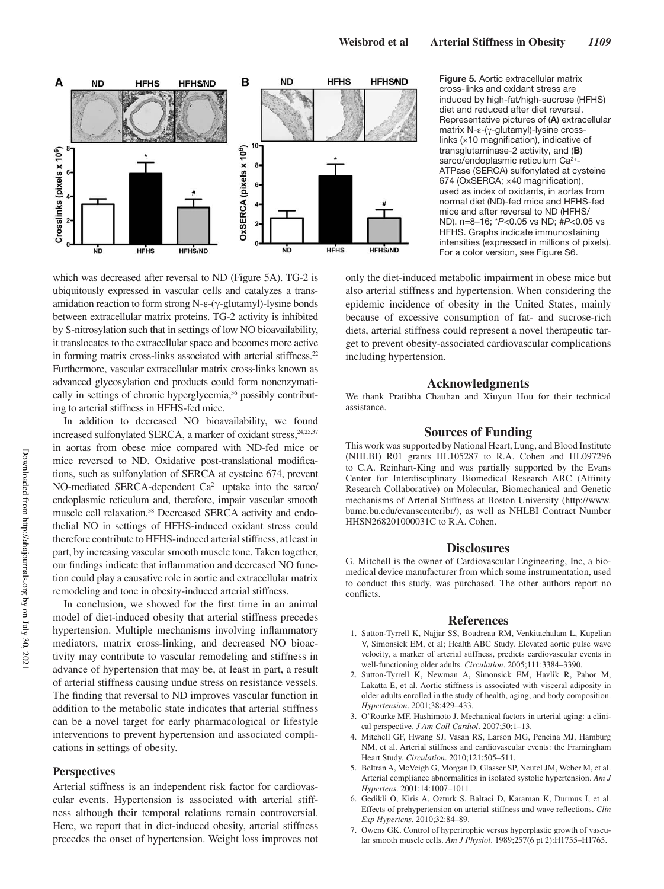A ND HFHS HFHS/ND

Crosslinks (pixels x 10^6)

8
6
4
2
0

ND HFHS HFHS/ND

*
#

B ND HFHS HFHS/ND

OxSERCA (pixels x 10^6)

10
8
6
4
2
0

ND HFHS HFHS/ND

*
#

**Figure 5.** Aortic extracellular matrix cross-links and oxidant stress are induced by high-fat/high-sucrose (HFHS) diet and reduced after diet reversal. Representative pictures of (**A**) extracellular matrix N-ε-(γ-glutamyl)-lysine cross-links (×10 magnification), indicative of transglutaminase-2 activity, and (**B**) sarco/endoplasmic reticulum $Ca^{2+}$-ATPase (SERCA) sulfonylated at cysteine 674 (OxSERCA; ×40 magnification), used as index of oxidants, in aortas from normal diet (ND)-fed mice and HFHS-fed mice and after reversal to ND (HFHS/ND). n=8–16; \*$P<0.05$ vs ND; #$P<0.05$ vs HFHS. Graphs indicate immunostaining intensities (expressed in millions of pixels). For a color version, see Figure S6.

which was decreased after reversal to ND (Figure 5A). TG-2 is ubiquitously expressed in vascular cells and catalyzes a transamidation reaction to form strong N-ε-(γ-glutamyl)-lysine bonds between extracellular matrix proteins. TG-2 activity is inhibited by S-nitrosylation such that in settings of low NO bioavailability, it translocates to the extracellular space and becomes more active in forming matrix cross-links associated with arterial stiffness.[22] Furthermore, vascular extracellular matrix cross-links known as advanced glycosylation end products could form nonenzymatically in settings of chronic hyperglycemia,[36] possibly contributing to arterial stiffness in HFHS-fed mice.

In addition to decreased NO bioavailability, we found increased sulfonylated SERCA, a marker of oxidant stress,[24,25,37] in aortas from obese mice compared with ND-fed mice or mice reversed to ND. Oxidative post-translational modifications, such as sulfonylation of SERCA at cysteine 674, prevent NO-mediated SERCA-dependent $Ca^{2+}$ uptake into the sarco/endoplasmic reticulum and, therefore, impair vascular smooth muscle cell relaxation.[38] Decreased SERCA activity and endothelial NO in settings of HFHS-induced oxidant stress could therefore contribute to HFHS-induced arterial stiffness, at least in part, by increasing vascular smooth muscle tone. Taken together, our findings indicate that inflammation and decreased NO function could play a causative role in aortic and extracellular matrix remodeling and tone in obesity-induced arterial stiffness.

In conclusion, we showed for the first time in an animal model of diet-induced obesity that arterial stiffness precedes hypertension. Multiple mechanisms involving inflammatory mediators, matrix cross-linking, and decreased NO bioactivity may contribute to vascular remodeling and stiffness in advance of hypertension that may be, at least in part, a result of arterial stiffness causing undue stress on resistance vessels. The finding that reversal to ND improves vascular function in addition to the metabolic state indicates that arterial stiffness can be a novel target for early pharmacological or lifestyle interventions to prevent hypertension and associated complications in settings of obesity.

## Perspectives

Arterial stiffness is an independent risk factor for cardiovascular events. Hypertension is associated with arterial stiffness although their temporal relations remain controversial. Here, we report that in diet-induced obesity, arterial stiffness precedes the onset of hypertension. Weight loss improves not only the diet-induced metabolic impairment in obese mice but also arterial stiffness and hypertension. When considering the epidemic incidence of obesity in the United States, mainly because of excessive consumption of fat- and sucrose-rich diets, arterial stiffness could represent a novel therapeutic target to prevent obesity-associated cardiovascular complications including hypertension.

## Acknowledgments

We thank Pratibha Chauhan and Xiuyun Hou for their technical assistance.

## Sources of Funding

This work was supported by National Heart, Lung, and Blood Institute (NHLBI) R01 grants HL105287 to R.A. Cohen and HL097296 to C.A. Reinhart-King and was partially supported by the Evans Center for Interdisciplinary Biomedical Research ARC (Affinity Research Collaborative) on Molecular, Biomechanical and Genetic mechanisms of Arterial Stiffness at Boston University (http://www.bumc.bu.edu/evanscenteribr/), as well as NHLBI Contract Number HHSN268201000031C to R.A. Cohen.

## Disclosures

G. Mitchell is the owner of Cardiovascular Engineering, Inc, a biomedical device manufacturer from which some instrumentation, used to conduct this study, was purchased. The other authors report no conflicts.

## References

1. Sutton-Tyrrell K, Najjar SS, Boudreau RM, Venkitachalam L, Kupelian V, Simonsick EM, et al; Health ABC Study. Elevated aortic pulse wave velocity, a marker of arterial stiffness, predicts cardiovascular events in well-functioning older adults. *Circulation*. 2005;111:3384–3390.
2. Sutton-Tyrrell K, Newman A, Simonsick EM, Havlik R, Pahor M, Lakatta E, et al. Aortic stiffness is associated with visceral adiposity in older adults enrolled in the study of health, aging, and body composition. *Hypertension*. 2001;38:429–433.
3. O'Rourke MF, Hashimoto J. Mechanical factors in arterial aging: a clinical perspective. *J Am Coll Cardiol*. 2007;50:1–13.
4. Mitchell GF, Hwang SJ, Vasan RS, Larson MG, Pencina MJ, Hamburg NM, et al. Arterial stiffness and cardiovascular events: the Framingham Heart Study. *Circulation*. 2010;121:505–511.
5. Beltran A, McVeigh G, Morgan D, Glasser SP, Neutel JM, Weber M, et al. Arterial compliance abnormalities in isolated systolic hypertension. *Am J Hypertens*. 2001;14:1007–1011.
6. Gedikli O, Kiris A, Ozturk S, Baltaci D, Karaman K, Durmus I, et al. Effects of prehypertension on arterial stiffness and wave reflections. *Clin Exp Hypertens*. 2010;32:84–89.
7. Owens GK. Control of hypertrophic versus hyperplastic growth of vascular smooth muscle cells. *Am J Physiol*. 1989;257(6 pt 2):H1755–H1765.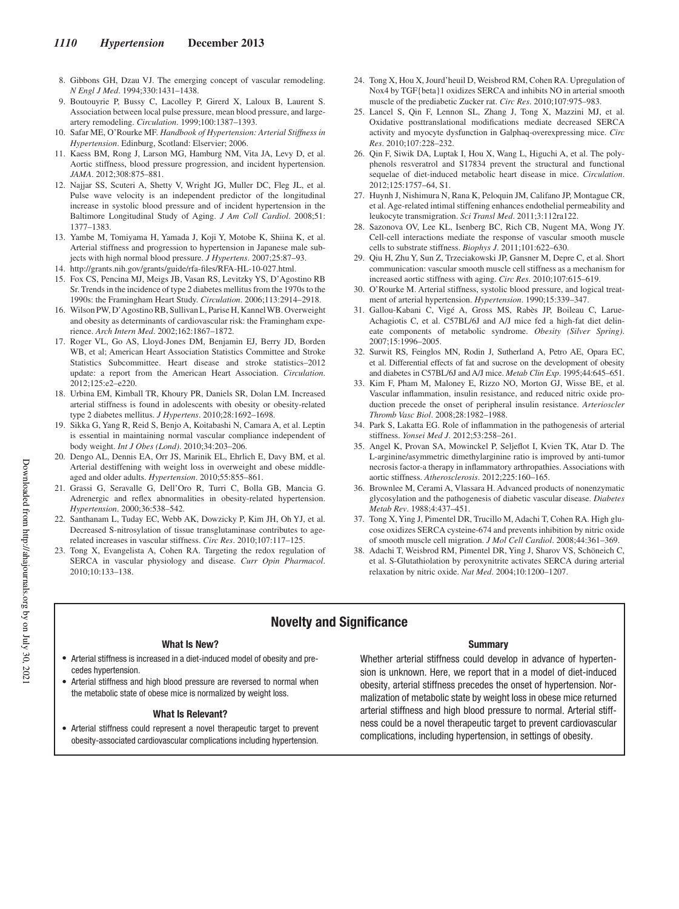8. Gibbons GH, Dzau VJ. The emerging concept of vascular remodeling. *N Engl J Med*. 1994;330:1431–1438.
9. Boutouyrie P, Bussy C, Lacolley P, Girerd X, Laloux B, Laurent S. Association between local pulse pressure, mean blood pressure, and large-artery remodeling. *Circulation*. 1999;100:1387–1393.
10. Safar ME, O'Rourke MF. *Handbook of Hypertension: Arterial Stiffness in Hypertension*. Edinburg, Scotland: Elservier; 2006.
11. Kaess BM, Rong J, Larson MG, Hamburg NM, Vita JA, Levy D, et al. Aortic stiffness, blood pressure progression, and incident hypertension. *JAMA*. 2012;308:875–881.
12. Najjar SS, Scuteri A, Shetty V, Wright JG, Muller DC, Fleg JL, et al. Pulse wave velocity is an independent predictor of the longitudinal increase in systolic blood pressure and of incident hypertension in the Baltimore Longitudinal Study of Aging. *J Am Coll Cardiol*. 2008;51: 1377–1383.
13. Yambe M, Tomiyama H, Yamada J, Koji Y, Motobe K, Shiina K, et al. Arterial stiffness and progression to hypertension in Japanese male subjects with high normal blood pressure. *J Hypertens*. 2007;25:87–93.
14. http://grants.nih.gov/grants/guide/rfa-files/RFA-HL-10-027.html.
15. Fox CS, Pencina MJ, Meigs JB, Vasan RS, Levitzky YS, D'Agostino RB Sr. Trends in the incidence of type 2 diabetes mellitus from the 1970s to the 1990s: the Framingham Heart Study. *Circulation*. 2006;113:2914–2918.
16. Wilson PW, D'Agostino RB, Sullivan L, Parise H, Kannel WB. Overweight and obesity as determinants of cardiovascular risk: the Framingham experience. *Arch Intern Med*. 2002;162:1867–1872.
17. Roger VL, Go AS, Lloyd-Jones DM, Benjamin EJ, Berry JD, Borden WB, et al; American Heart Association Statistics Committee and Stroke Statistics Subcommittee. Heart disease and stroke statistics–2012 update: a report from the American Heart Association. *Circulation*. 2012;125:e2–e220.
18. Urbina EM, Kimball TR, Khoury PR, Daniels SR, Dolan LM. Increased arterial stiffness is found in adolescents with obesity or obesity-related type 2 diabetes mellitus. *J Hypertens*. 2010;28:1692–1698.
19. Sikka G, Yang R, Reid S, Benjo A, Koitabashi N, Camara A, et al. Leptin is essential in maintaining normal vascular compliance independent of body weight. *Int J Obes (Lond)*. 2010;34:203–206.
20. Dengo AL, Dennis EA, Orr JS, Marinik EL, Ehrlich E, Davy BM, et al. Arterial destiffening with weight loss in overweight and obese middle-aged and older adults. *Hypertension*. 2010;55:855–861.
21. Grassi G, Seravalle G, Dell'Oro R, Turri C, Bolla GB, Mancia G. Adrenergic and reflex abnormalities in obesity-related hypertension. *Hypertension*. 2000;36:538–542.
22. Santhanam L, Tuday EC, Webb AK, Dowzicky P, Kim JH, Oh YJ, et al. Decreased S-nitrosylation of tissue transglutaminase contributes to age-related increases in vascular stiffness. *Circ Res*. 2010;107:117–125.
23. Tong X, Evangelista A, Cohen RA. Targeting the redox regulation of SERCA in vascular physiology and disease. *Curr Opin Pharmacol*. 2010;10:133–138.
24. Tong X, Hou X, Jourd'heuil D, Weisbrod RM, Cohen RA. Upregulation of Nox4 by TGF{beta}1 oxidizes SERCA and inhibits NO in arterial smooth muscle of the prediabetic Zucker rat. *Circ Res*. 2010;107:975–983.
25. Lancel S, Qin F, Lennon SL, Zhang J, Tong X, Mazzini MJ, et al. Oxidative posttranslational modifications mediate decreased SERCA activity and myocyte dysfunction in Galphaq-overexpressing mice. *Circ Res*. 2010;107:228–232.
26. Qin F, Siwik DA, Luptak I, Hou X, Wang L, Higuchi A, et al. The polyphenols resveratrol and S17834 prevent the structural and functional sequelae of diet-induced metabolic heart disease in mice. *Circulation*. 2012;125:1757–64, S1.
27. Huynh J, Nishimura N, Rana K, Peloquin JM, Califano JP, Montague CR, et al. Age-related intimal stiffening enhances endothelial permeability and leukocyte transmigration. *Sci Transl Med*. 2011;3:112ra122.
28. Sazonova OV, Lee KL, Isenberg BC, Rich CB, Nugent MA, Wong JY. Cell-cell interactions mediate the response of vascular smooth muscle cells to substrate stiffness. *Biophys J*. 2011;101:622–630.
29. Qiu H, Zhu Y, Sun Z, Trzeciakowski JP, Gansner M, Depre C, et al. Short communication: vascular smooth muscle cell stiffness as a mechanism for increased aortic stiffness with aging. *Circ Res*. 2010;107:615–619.
30. O'Rourke M. Arterial stiffness, systolic blood pressure, and logical treatment of arterial hypertension. *Hypertension*. 1990;15:339–347.
31. Gallou-Kabani C, Vigé A, Gross MS, Rabès JP, Boileau C, Larue-Achagiotis C, et al. C57BL/6J and A/J mice fed a high-fat diet delineate components of metabolic syndrome. *Obesity (Silver Spring)*. 2007;15:1996–2005.
32. Surwit RS, Feinglos MN, Rodin J, Sutherland A, Petro AE, Opara EC, et al. Differential effects of fat and sucrose on the development of obesity and diabetes in C57BL/6J and A/J mice. *Metab Clin Exp*. 1995;44:645–651.
33. Kim F, Pham M, Maloney E, Rizzo NO, Morton GJ, Wisse BE, et al. Vascular inflammation, insulin resistance, and reduced nitric oxide production precede the onset of peripheral insulin resistance. *Arterioscler Thromb Vasc Biol*. 2008;28:1982–1988.
34. Park S, Lakatta EG. Role of inflammation in the pathogenesis of arterial stiffness. *Yonsei Med J*. 2012;53:258–261.
35. Angel K, Provan SA, Mowinckel P, Seljeflot I, Kvien TK, Atar D. The L-arginine/asymmetric dimethylarginine ratio is improved by anti-tumor necrosis factor-a therapy in inflammatory arthropathies. Associations with aortic stiffness. *Atherosclerosis*. 2012;225:160–165.
36. Brownlee M, Cerami A, Vlassara H. Advanced products of nonenzymatic glycosylation and the pathogenesis of diabetic vascular disease. *Diabetes Metab Rev*. 1988;4:437–451.
37. Tong X, Ying J, Pimentel DR, Trucillo M, Adachi T, Cohen RA. High glucose oxidizes SERCA cysteine-674 and prevents inhibition by nitric oxide of smooth muscle cell migration. *J Mol Cell Cardiol*. 2008;44:361–369.
38. Adachi T, Weisbrod RM, Pimentel DR, Ying J, Sharov VS, Schöneich C, et al. S-Glutathiolation by peroxynitrite activates SERCA during arterial relaxation by nitric oxide. *Nat Med*. 2004;10:1200–1207.

## Novelty and Significance

### What Is New?

- Arterial stiffness is increased in a diet-induced model of obesity and precedes hypertension.
- Arterial stiffness and high blood pressure are reversed to normal when the metabolic state of obese mice is normalized by weight loss.

### What Is Relevant?

- Arterial stiffness could represent a novel therapeutic target to prevent obesity-associated cardiovascular complications including hypertension.

### Summary

Whether arterial stiffness could develop in advance of hypertension is unknown. Here, we report that in a model of diet-induced obesity, arterial stiffness precedes the onset of hypertension. Normalization of metabolic state by weight loss in obese mice returned arterial stiffness and high blood pressure to normal. Arterial stiffness could be a novel therapeutic target to prevent cardiovascular complications, including hypertension, in settings of obesity.